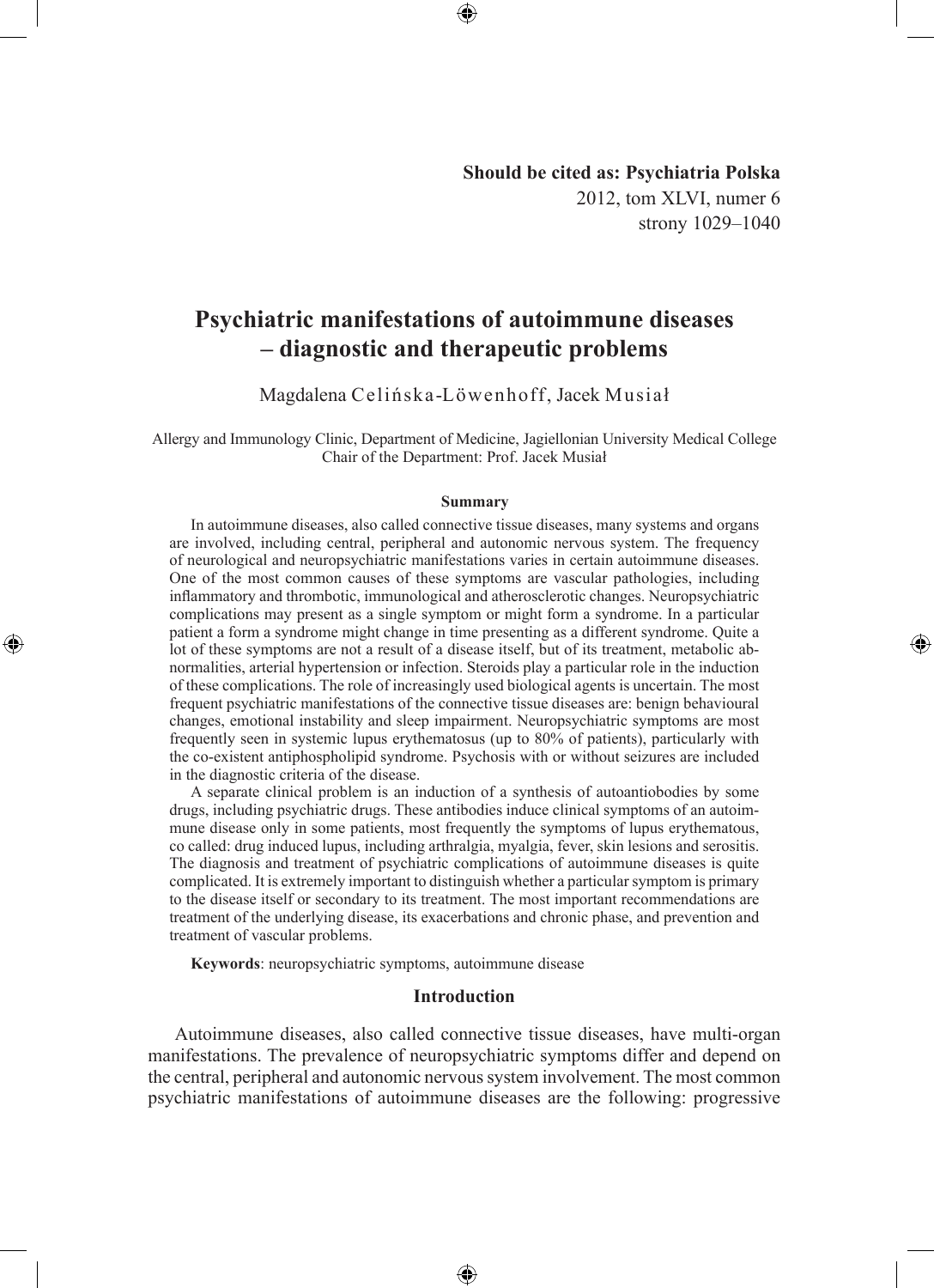**Should be cited as: Psychiatria Polska**
2012, tom XLVI, numer 6
strony 1029–1040

# Psychiatric manifestations of autoimmune diseases – diagnostic and therapeutic problems

Magdalena Celińska-Löwenhoff, Jacek Musiał

Allergy and Immunology Clinic, Department of Medicine, Jagiellonian University Medical College
Chair of the Department: Prof. Jacek Musiał

### Summary

In autoimmune diseases, also called connective tissue diseases, many systems and organs are involved, including central, peripheral and autonomic nervous system. The frequency of neurological and neuropsychiatric manifestations varies in certain autoimmune diseases. One of the most common causes of these symptoms are vascular pathologies, including inflammatory and thrombotic, immunological and atherosclerotic changes. Neuropsychiatric complications may present as a single symptom or might form a syndrome. In a particular patient a form a syndrome might change in time presenting as a different syndrome. Quite a lot of these symptoms are not a result of a disease itself, but of its treatment, metabolic abnormalities, arterial hypertension or infection. Steroids play a particular role in the induction of these complications. The role of increasingly used biological agents is uncertain. The most frequent psychiatric manifestations of the connective tissue diseases are: benign behavioural changes, emotional instability and sleep impairment. Neuropsychiatric symptoms are most frequently seen in systemic lupus erythematosus (up to 80% of patients), particularly with the co-existent antiphospholipid syndrome. Psychosis with or without seizures are included in the diagnostic criteria of the disease.

A separate clinical problem is an induction of a synthesis of autoantiobodies by some drugs, including psychiatric drugs. These antibodies induce clinical symptoms of an autoimmune disease only in some patients, most frequently the symptoms of lupus erythematous, co called: drug induced lupus, including arthralgia, myalgia, fever, skin lesions and serositis. The diagnosis and treatment of psychiatric complications of autoimmune diseases is quite complicated. It is extremely important to distinguish whether a particular symptom is primary to the disease itself or secondary to its treatment. The most important recommendations are treatment of the underlying disease, its exacerbations and chronic phase, and prevention and treatment of vascular problems.

**Keywords**: neuropsychiatric symptoms, autoimmune disease

### Introduction

Autoimmune diseases, also called connective tissue diseases, have multi-organ manifestations. The prevalence of neuropsychiatric symptoms differ and depend on the central, peripheral and autonomic nervous system involvement. The most common psychiatric manifestations of autoimmune diseases are the following: progressive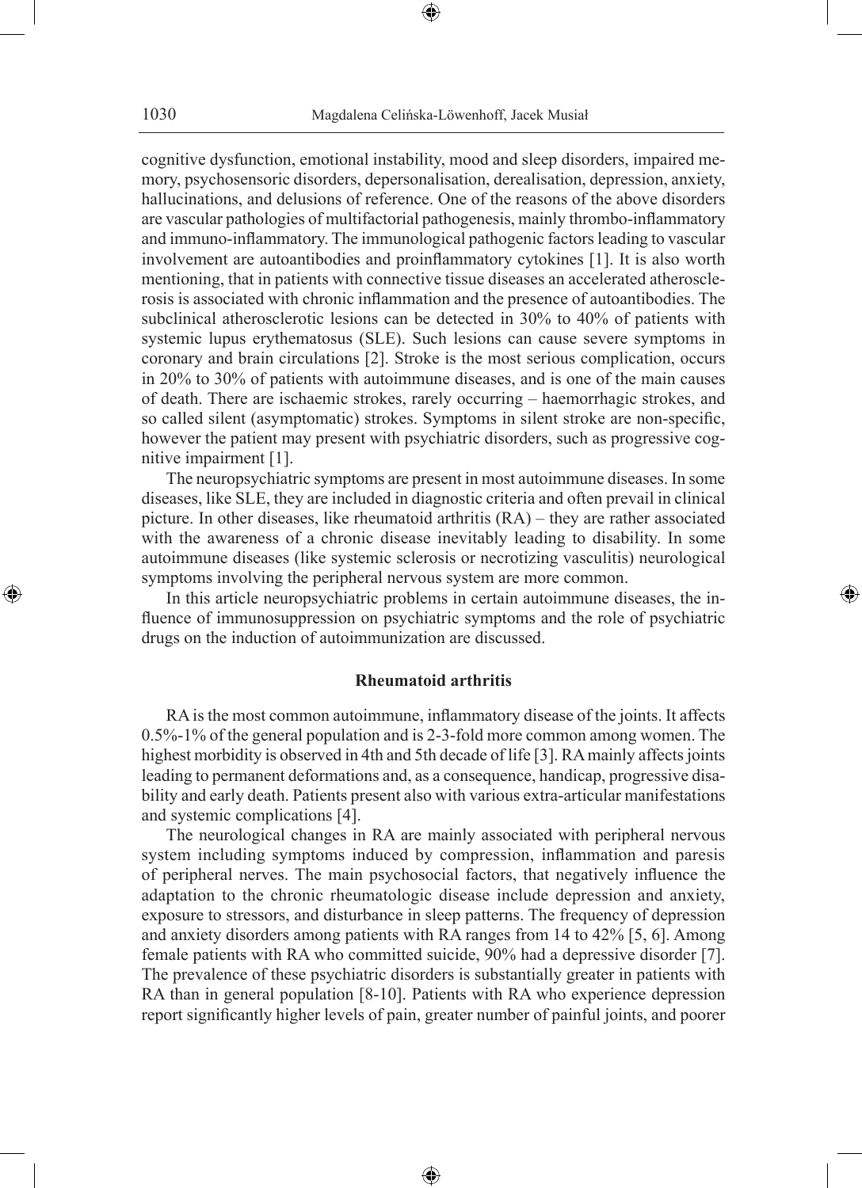cognitive dysfunction, emotional instability, mood and sleep disorders, impaired memory, psychosensoric disorders, depersonalisation, derealisation, depression, anxiety, hallucinations, and delusions of reference. One of the reasons of the above disorders are vascular pathologies of multifactorial pathogenesis, mainly thrombo-inflammatory and immuno-inflammatory. The immunological pathogenic factors leading to vascular involvement are autoantibodies and proinflammatory cytokines [1]. It is also worth mentioning, that in patients with connective tissue diseases an accelerated atherosclerosis is associated with chronic inflammation and the presence of autoantibodies. The subclinical atherosclerotic lesions can be detected in 30% to 40% of patients with systemic lupus erythematosus (SLE). Such lesions can cause severe symptoms in coronary and brain circulations [2]. Stroke is the most serious complication, occurs in 20% to 30% of patients with autoimmune diseases, and is one of the main causes of death. There are ischaemic strokes, rarely occurring – haemorrhagic strokes, and so called silent (asymptomatic) strokes. Symptoms in silent stroke are non-specific, however the patient may present with psychiatric disorders, such as progressive cognitive impairment [1].

The neuropsychiatric symptoms are present in most autoimmune diseases. In some diseases, like SLE, they are included in diagnostic criteria and often prevail in clinical picture. In other diseases, like rheumatoid arthritis (RA) – they are rather associated with the awareness of a chronic disease inevitably leading to disability. In some autoimmune diseases (like systemic sclerosis or necrotizing vasculitis) neurological symptoms involving the peripheral nervous system are more common.

In this article neuropsychiatric problems in certain autoimmune diseases, the influence of immunosuppression on psychiatric symptoms and the role of psychiatric drugs on the induction of autoimmunization are discussed.

## Rheumatoid arthritis

RA is the most common autoimmune, inflammatory disease of the joints. It affects 0.5%-1% of the general population and is 2-3-fold more common among women. The highest morbidity is observed in 4th and 5th decade of life [3]. RA mainly affects joints leading to permanent deformations and, as a consequence, handicap, progressive disability and early death. Patients present also with various extra-articular manifestations and systemic complications [4].

The neurological changes in RA are mainly associated with peripheral nervous system including symptoms induced by compression, inflammation and paresis of peripheral nerves. The main psychosocial factors, that negatively influence the adaptation to the chronic rheumatologic disease include depression and anxiety, exposure to stressors, and disturbance in sleep patterns. The frequency of depression and anxiety disorders among patients with RA ranges from 14 to 42% [5, 6]. Among female patients with RA who committed suicide, 90% had a depressive disorder [7]. The prevalence of these psychiatric disorders is substantially greater in patients with RA than in general population [8-10]. Patients with RA who experience depression report significantly higher levels of pain, greater number of painful joints, and poorer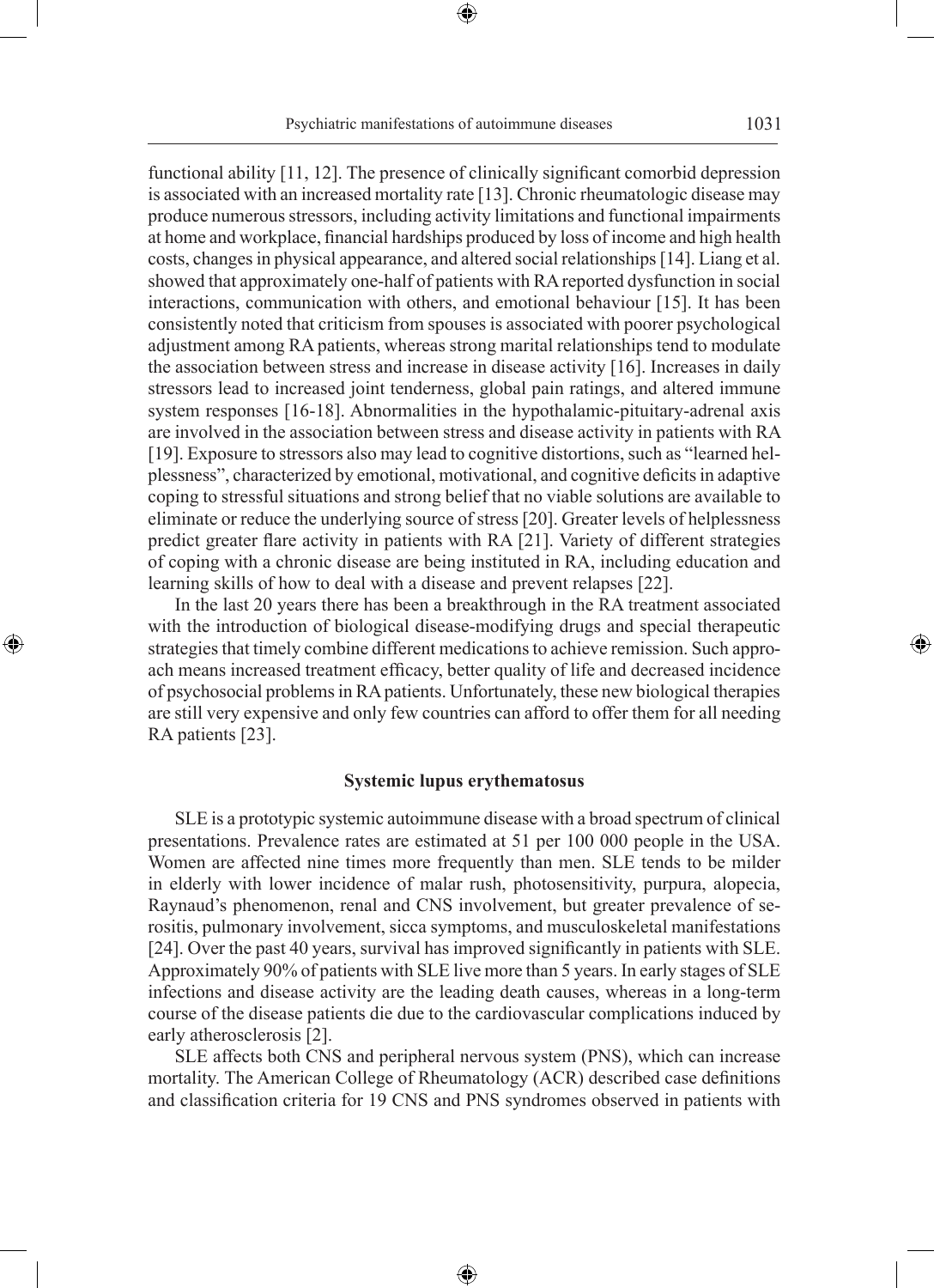functional ability [11, 12]. The presence of clinically significant comorbid depression is associated with an increased mortality rate [13]. Chronic rheumatologic disease may produce numerous stressors, including activity limitations and functional impairments at home and workplace, financial hardships produced by loss of income and high health costs, changes in physical appearance, and altered social relationships [14]. Liang et al. showed that approximately one-half of patients with RA reported dysfunction in social interactions, communication with others, and emotional behaviour [15]. It has been consistently noted that criticism from spouses is associated with poorer psychological adjustment among RA patients, whereas strong marital relationships tend to modulate the association between stress and increase in disease activity [16]. Increases in daily stressors lead to increased joint tenderness, global pain ratings, and altered immune system responses [16-18]. Abnormalities in the hypothalamic-pituitary-adrenal axis are involved in the association between stress and disease activity in patients with RA [19]. Exposure to stressors also may lead to cognitive distortions, such as "learned helplessness", characterized by emotional, motivational, and cognitive deficits in adaptive coping to stressful situations and strong belief that no viable solutions are available to eliminate or reduce the underlying source of stress [20]. Greater levels of helplessness predict greater flare activity in patients with RA [21]. Variety of different strategies of coping with a chronic disease are being instituted in RA, including education and learning skills of how to deal with a disease and prevent relapses [22].

In the last 20 years there has been a breakthrough in the RA treatment associated with the introduction of biological disease-modifying drugs and special therapeutic strategies that timely combine different medications to achieve remission. Such approach means increased treatment efficacy, better quality of life and decreased incidence of psychosocial problems in RA patients. Unfortunately, these new biological therapies are still very expensive and only few countries can afford to offer them for all needing RA patients [23].

## Systemic lupus erythematosus

SLE is a prototypic systemic autoimmune disease with a broad spectrum of clinical presentations. Prevalence rates are estimated at 51 per 100 000 people in the USA. Women are affected nine times more frequently than men. SLE tends to be milder in elderly with lower incidence of malar rush, photosensitivity, purpura, alopecia, Raynaud's phenomenon, renal and CNS involvement, but greater prevalence of serositis, pulmonary involvement, sicca symptoms, and musculoskeletal manifestations [24]. Over the past 40 years, survival has improved significantly in patients with SLE. Approximately 90% of patients with SLE live more than 5 years. In early stages of SLE infections and disease activity are the leading death causes, whereas in a long-term course of the disease patients die due to the cardiovascular complications induced by early atherosclerosis [2].

SLE affects both CNS and peripheral nervous system (PNS), which can increase mortality. The American College of Rheumatology (ACR) described case definitions and classification criteria for 19 CNS and PNS syndromes observed in patients with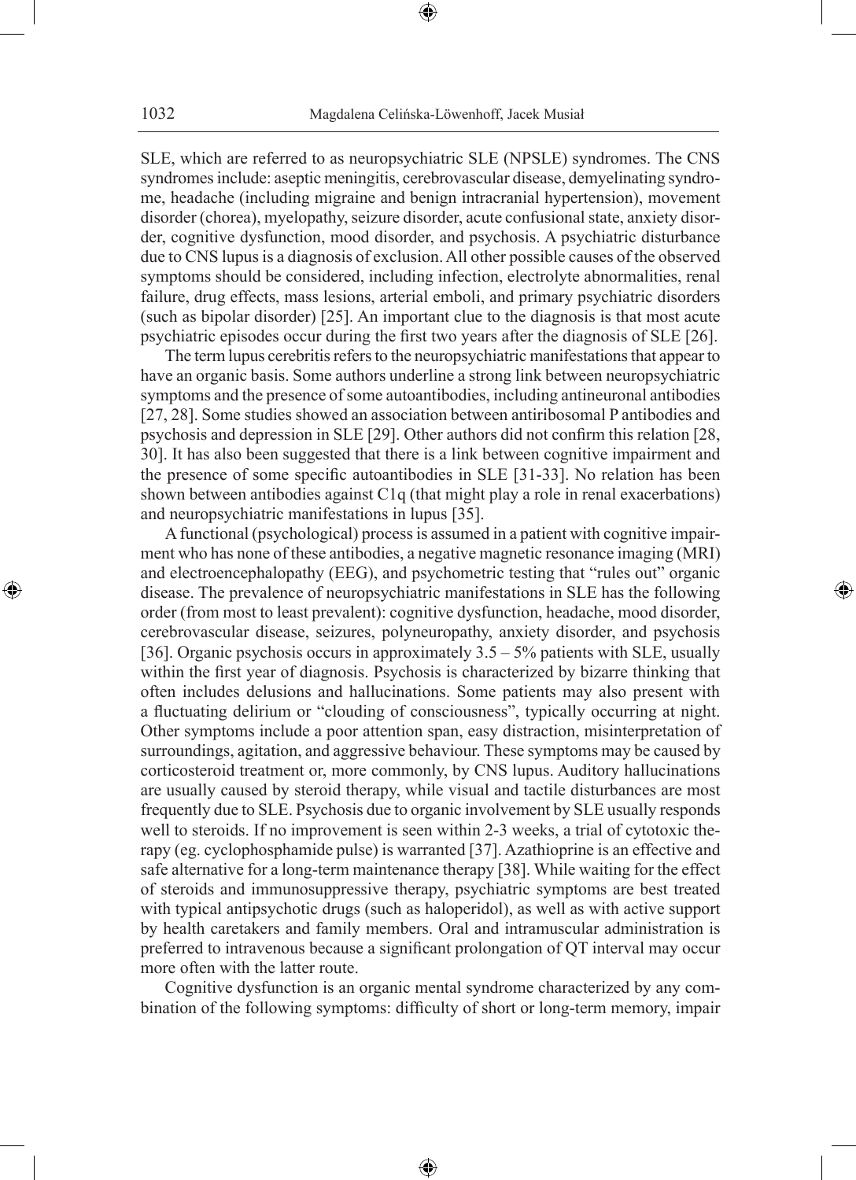SLE, which are referred to as neuropsychiatric SLE (NPSLE) syndromes. The CNS syndromes include: aseptic meningitis, cerebrovascular disease, demyelinating syndrome, headache (including migraine and benign intracranial hypertension), movement disorder (chorea), myelopathy, seizure disorder, acute confusional state, anxiety disorder, cognitive dysfunction, mood disorder, and psychosis. A psychiatric disturbance due to CNS lupus is a diagnosis of exclusion. All other possible causes of the observed symptoms should be considered, including infection, electrolyte abnormalities, renal failure, drug effects, mass lesions, arterial emboli, and primary psychiatric disorders (such as bipolar disorder) [25]. An important clue to the diagnosis is that most acute psychiatric episodes occur during the first two years after the diagnosis of SLE [26].

The term lupus cerebritis refers to the neuropsychiatric manifestations that appear to have an organic basis. Some authors underline a strong link between neuropsychiatric symptoms and the presence of some autoantibodies, including antineuronal antibodies [27, 28]. Some studies showed an association between antiribosomal P antibodies and psychosis and depression in SLE [29]. Other authors did not confirm this relation [28, 30]. It has also been suggested that there is a link between cognitive impairment and the presence of some specific autoantibodies in SLE [31-33]. No relation has been shown between antibodies against C1q (that might play a role in renal exacerbations) and neuropsychiatric manifestations in lupus [35].

A functional (psychological) process is assumed in a patient with cognitive impairment who has none of these antibodies, a negative magnetic resonance imaging (MRI) and electroencephalopathy (EEG), and psychometric testing that "rules out" organic disease. The prevalence of neuropsychiatric manifestations in SLE has the following order (from most to least prevalent): cognitive dysfunction, headache, mood disorder, cerebrovascular disease, seizures, polyneuropathy, anxiety disorder, and psychosis [36]. Organic psychosis occurs in approximately 3.5 – 5% patients with SLE, usually within the first year of diagnosis. Psychosis is characterized by bizarre thinking that often includes delusions and hallucinations. Some patients may also present with a fluctuating delirium or "clouding of consciousness", typically occurring at night. Other symptoms include a poor attention span, easy distraction, misinterpretation of surroundings, agitation, and aggressive behaviour. These symptoms may be caused by corticosteroid treatment or, more commonly, by CNS lupus. Auditory hallucinations are usually caused by steroid therapy, while visual and tactile disturbances are most frequently due to SLE. Psychosis due to organic involvement by SLE usually responds well to steroids. If no improvement is seen within 2-3 weeks, a trial of cytotoxic therapy (eg. cyclophosphamide pulse) is warranted [37]. Azathioprine is an effective and safe alternative for a long-term maintenance therapy [38]. While waiting for the effect of steroids and immunosuppressive therapy, psychiatric symptoms are best treated with typical antipsychotic drugs (such as haloperidol), as well as with active support by health caretakers and family members. Oral and intramuscular administration is preferred to intravenous because a significant prolongation of QT interval may occur more often with the latter route.

Cognitive dysfunction is an organic mental syndrome characterized by any combination of the following symptoms: difficulty of short or long-term memory, impair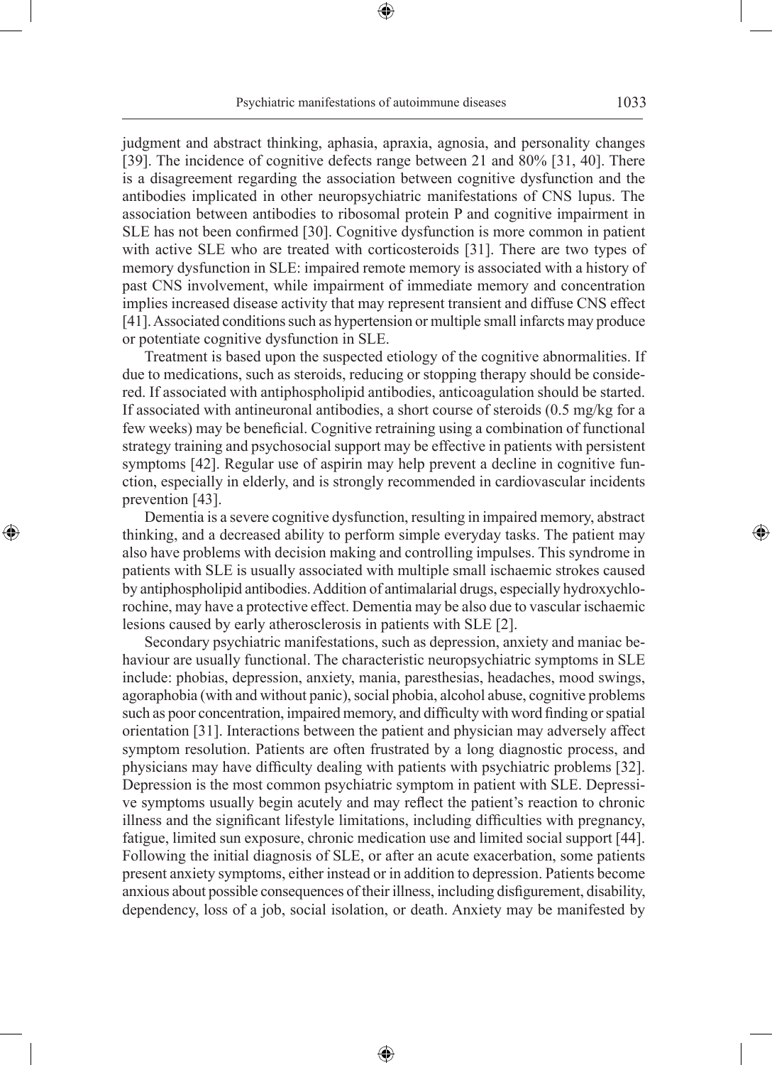judgment and abstract thinking, aphasia, apraxia, agnosia, and personality changes [39]. The incidence of cognitive defects range between 21 and 80% [31, 40]. There is a disagreement regarding the association between cognitive dysfunction and the antibodies implicated in other neuropsychiatric manifestations of CNS lupus. The association between antibodies to ribosomal protein P and cognitive impairment in SLE has not been confirmed [30]. Cognitive dysfunction is more common in patient with active SLE who are treated with corticosteroids [31]. There are two types of memory dysfunction in SLE: impaired remote memory is associated with a history of past CNS involvement, while impairment of immediate memory and concentration implies increased disease activity that may represent transient and diffuse CNS effect [41]. Associated conditions such as hypertension or multiple small infarcts may produce or potentiate cognitive dysfunction in SLE.

Treatment is based upon the suspected etiology of the cognitive abnormalities. If due to medications, such as steroids, reducing or stopping therapy should be considered. If associated with antiphospholipid antibodies, anticoagulation should be started. If associated with antineuronal antibodies, a short course of steroids (0.5 mg/kg for a few weeks) may be beneficial. Cognitive retraining using a combination of functional strategy training and psychosocial support may be effective in patients with persistent symptoms [42]. Regular use of aspirin may help prevent a decline in cognitive function, especially in elderly, and is strongly recommended in cardiovascular incidents prevention [43].

Dementia is a severe cognitive dysfunction, resulting in impaired memory, abstract thinking, and a decreased ability to perform simple everyday tasks. The patient may also have problems with decision making and controlling impulses. This syndrome in patients with SLE is usually associated with multiple small ischaemic strokes caused by antiphospholipid antibodies. Addition of antimalarial drugs, especially hydroxychlorochine, may have a protective effect. Dementia may be also due to vascular ischaemic lesions caused by early atherosclerosis in patients with SLE [2].

Secondary psychiatric manifestations, such as depression, anxiety and maniac behaviour are usually functional. The characteristic neuropsychiatric symptoms in SLE include: phobias, depression, anxiety, mania, paresthesias, headaches, mood swings, agoraphobia (with and without panic), social phobia, alcohol abuse, cognitive problems such as poor concentration, impaired memory, and difficulty with word finding or spatial orientation [31]. Interactions between the patient and physician may adversely affect symptom resolution. Patients are often frustrated by a long diagnostic process, and physicians may have difficulty dealing with patients with psychiatric problems [32]. Depression is the most common psychiatric symptom in patient with SLE. Depressive symptoms usually begin acutely and may reflect the patient's reaction to chronic illness and the significant lifestyle limitations, including difficulties with pregnancy, fatigue, limited sun exposure, chronic medication use and limited social support [44]. Following the initial diagnosis of SLE, or after an acute exacerbation, some patients present anxiety symptoms, either instead or in addition to depression. Patients become anxious about possible consequences of their illness, including disfigurement, disability, dependency, loss of a job, social isolation, or death. Anxiety may be manifested by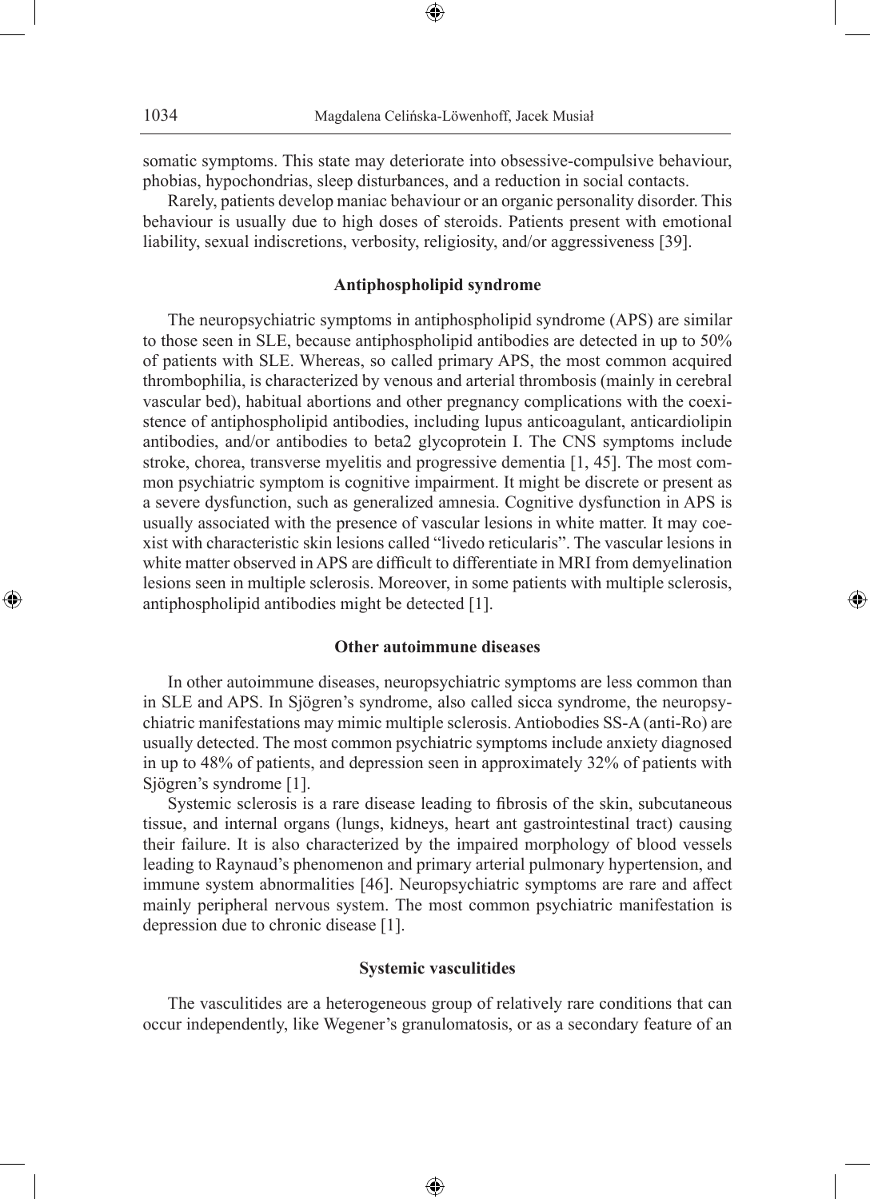somatic symptoms. This state may deteriorate into obsessive-compulsive behaviour, phobias, hypochondrias, sleep disturbances, and a reduction in social contacts.

Rarely, patients develop maniac behaviour or an organic personality disorder. This behaviour is usually due to high doses of steroids. Patients present with emotional liability, sexual indiscretions, verbosity, religiosity, and/or aggressiveness [39].

## Antiphospholipid syndrome

The neuropsychiatric symptoms in antiphospholipid syndrome (APS) are similar to those seen in SLE, because antiphospholipid antibodies are detected in up to 50% of patients with SLE. Whereas, so called primary APS, the most common acquired thrombophilia, is characterized by venous and arterial thrombosis (mainly in cerebral vascular bed), habitual abortions and other pregnancy complications with the coexistence of antiphospholipid antibodies, including lupus anticoagulant, anticardiolipin antibodies, and/or antibodies to beta2 glycoprotein I. The CNS symptoms include stroke, chorea, transverse myelitis and progressive dementia [1, 45]. The most common psychiatric symptom is cognitive impairment. It might be discrete or present as a severe dysfunction, such as generalized amnesia. Cognitive dysfunction in APS is usually associated with the presence of vascular lesions in white matter. It may coexist with characteristic skin lesions called "livedo reticularis". The vascular lesions in white matter observed in APS are difficult to differentiate in MRI from demyelination lesions seen in multiple sclerosis. Moreover, in some patients with multiple sclerosis, antiphospholipid antibodies might be detected [1].

## Other autoimmune diseases

In other autoimmune diseases, neuropsychiatric symptoms are less common than in SLE and APS. In Sjögren's syndrome, also called sicca syndrome, the neuropsychiatric manifestations may mimic multiple sclerosis. Antiobodies SS-A (anti-Ro) are usually detected. The most common psychiatric symptoms include anxiety diagnosed in up to 48% of patients, and depression seen in approximately 32% of patients with Sjögren's syndrome [1].

Systemic sclerosis is a rare disease leading to fibrosis of the skin, subcutaneous tissue, and internal organs (lungs, kidneys, heart ant gastrointestinal tract) causing their failure. It is also characterized by the impaired morphology of blood vessels leading to Raynaud's phenomenon and primary arterial pulmonary hypertension, and immune system abnormalities [46]. Neuropsychiatric symptoms are rare and affect mainly peripheral nervous system. The most common psychiatric manifestation is depression due to chronic disease [1].

## Systemic vasculitides

The vasculitides are a heterogeneous group of relatively rare conditions that can occur independently, like Wegener's granulomatosis, or as a secondary feature of an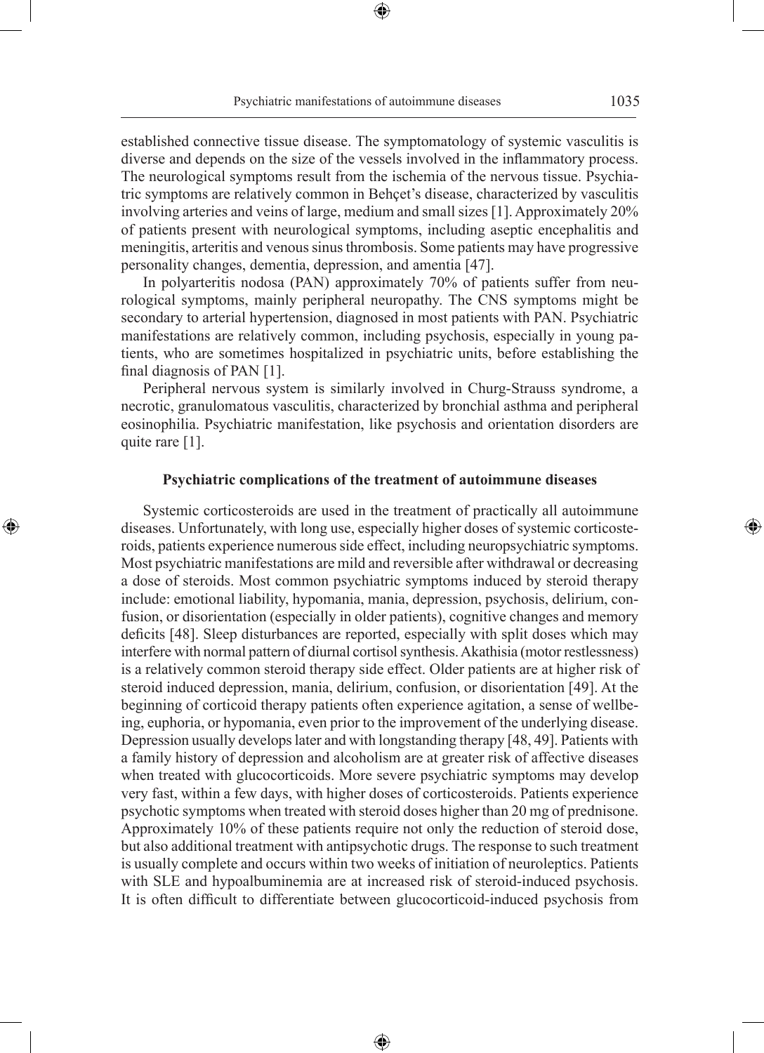established connective tissue disease. The symptomatology of systemic vasculitis is diverse and depends on the size of the vessels involved in the inflammatory process. The neurological symptoms result from the ischemia of the nervous tissue. Psychiatric symptoms are relatively common in Behçet's disease, characterized by vasculitis involving arteries and veins of large, medium and small sizes [1]. Approximately 20% of patients present with neurological symptoms, including aseptic encephalitis and meningitis, arteritis and venous sinus thrombosis. Some patients may have progressive personality changes, dementia, depression, and amentia [47].

In polyarteritis nodosa (PAN) approximately 70% of patients suffer from neurological symptoms, mainly peripheral neuropathy. The CNS symptoms might be secondary to arterial hypertension, diagnosed in most patients with PAN. Psychiatric manifestations are relatively common, including psychosis, especially in young patients, who are sometimes hospitalized in psychiatric units, before establishing the final diagnosis of PAN [1].

Peripheral nervous system is similarly involved in Churg-Strauss syndrome, a necrotic, granulomatous vasculitis, characterized by bronchial asthma and peripheral eosinophilia. Psychiatric manifestation, like psychosis and orientation disorders are quite rare [1].

## Psychiatric complications of the treatment of autoimmune diseases

Systemic corticosteroids are used in the treatment of practically all autoimmune diseases. Unfortunately, with long use, especially higher doses of systemic corticosteroids, patients experience numerous side effect, including neuropsychiatric symptoms. Most psychiatric manifestations are mild and reversible after withdrawal or decreasing a dose of steroids. Most common psychiatric symptoms induced by steroid therapy include: emotional liability, hypomania, mania, depression, psychosis, delirium, confusion, or disorientation (especially in older patients), cognitive changes and memory deficits [48]. Sleep disturbances are reported, especially with split doses which may interfere with normal pattern of diurnal cortisol synthesis. Akathisia (motor restlessness) is a relatively common steroid therapy side effect. Older patients are at higher risk of steroid induced depression, mania, delirium, confusion, or disorientation [49]. At the beginning of corticoid therapy patients often experience agitation, a sense of wellbeing, euphoria, or hypomania, even prior to the improvement of the underlying disease. Depression usually develops later and with longstanding therapy [48, 49]. Patients with a family history of depression and alcoholism are at greater risk of affective diseases when treated with glucocorticoids. More severe psychiatric symptoms may develop very fast, within a few days, with higher doses of corticosteroids. Patients experience psychotic symptoms when treated with steroid doses higher than 20 mg of prednisone. Approximately 10% of these patients require not only the reduction of steroid dose, but also additional treatment with antipsychotic drugs. The response to such treatment is usually complete and occurs within two weeks of initiation of neuroleptics. Patients with SLE and hypoalbuminemia are at increased risk of steroid-induced psychosis. It is often difficult to differentiate between glucocorticoid-induced psychosis from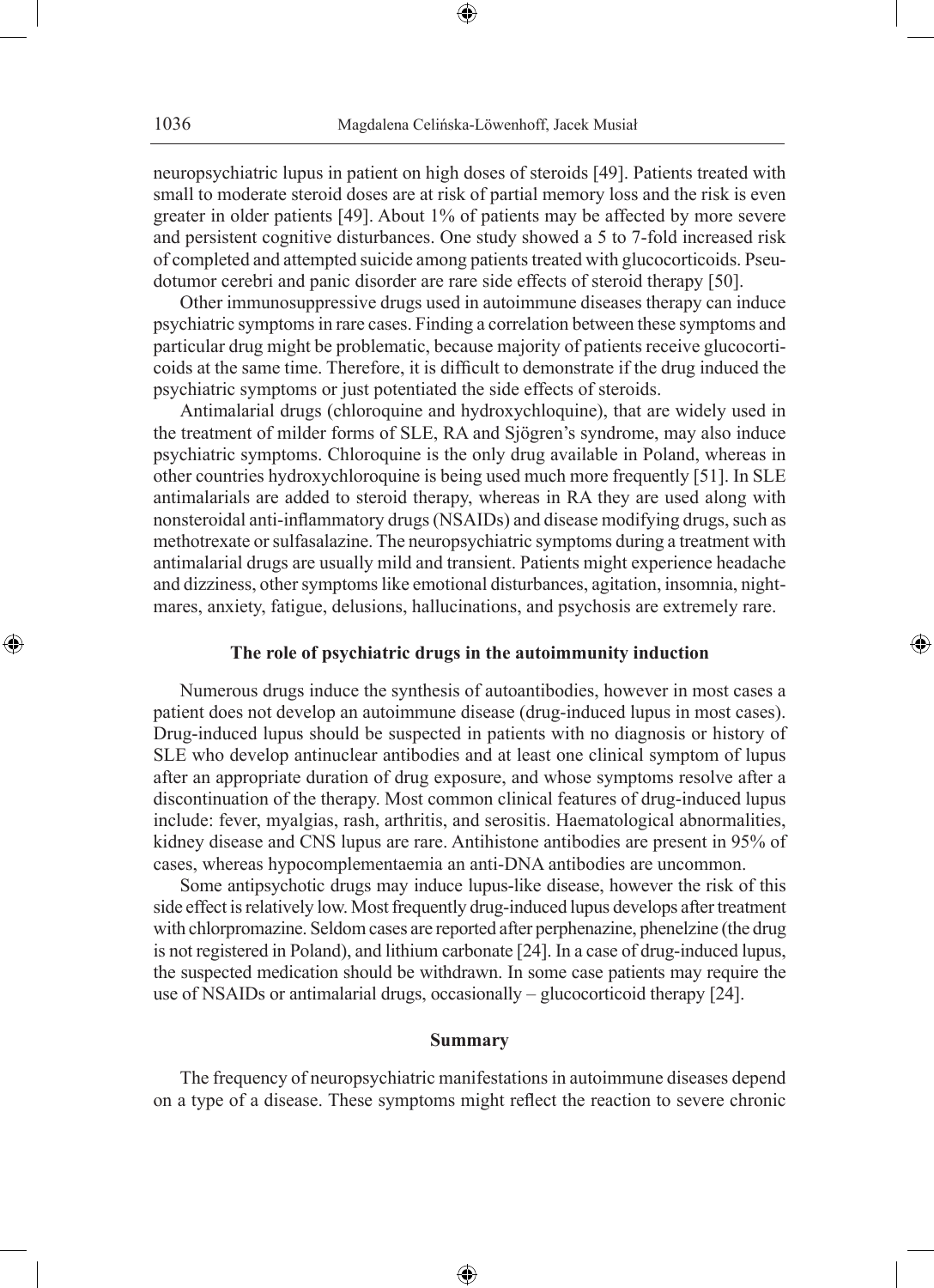neuropsychiatric lupus in patient on high doses of steroids [49]. Patients treated with small to moderate steroid doses are at risk of partial memory loss and the risk is even greater in older patients [49]. About 1% of patients may be affected by more severe and persistent cognitive disturbances. One study showed a 5 to 7-fold increased risk of completed and attempted suicide among patients treated with glucocorticoids. Pseudotumor cerebri and panic disorder are rare side effects of steroid therapy [50].

Other immunosuppressive drugs used in autoimmune diseases therapy can induce psychiatric symptoms in rare cases. Finding a correlation between these symptoms and particular drug might be problematic, because majority of patients receive glucocorticoids at the same time. Therefore, it is difficult to demonstrate if the drug induced the psychiatric symptoms or just potentiated the side effects of steroids.

Antimalarial drugs (chloroquine and hydroxychloquine), that are widely used in the treatment of milder forms of SLE, RA and Sjögren's syndrome, may also induce psychiatric symptoms. Chloroquine is the only drug available in Poland, whereas in other countries hydroxychloroquine is being used much more frequently [51]. In SLE antimalarials are added to steroid therapy, whereas in RA they are used along with nonsteroidal anti-inflammatory drugs (NSAIDs) and disease modifying drugs, such as methotrexate or sulfasalazine. The neuropsychiatric symptoms during a treatment with antimalarial drugs are usually mild and transient. Patients might experience headache and dizziness, other symptoms like emotional disturbances, agitation, insomnia, nightmares, anxiety, fatigue, delusions, hallucinations, and psychosis are extremely rare.

## The role of psychiatric drugs in the autoimmunity induction

Numerous drugs induce the synthesis of autoantibodies, however in most cases a patient does not develop an autoimmune disease (drug-induced lupus in most cases). Drug-induced lupus should be suspected in patients with no diagnosis or history of SLE who develop antinuclear antibodies and at least one clinical symptom of lupus after an appropriate duration of drug exposure, and whose symptoms resolve after a discontinuation of the therapy. Most common clinical features of drug-induced lupus include: fever, myalgias, rash, arthritis, and serositis. Haematological abnormalities, kidney disease and CNS lupus are rare. Antihistone antibodies are present in 95% of cases, whereas hypocomplementaemia an anti-DNA antibodies are uncommon.

Some antipsychotic drugs may induce lupus-like disease, however the risk of this side effect is relatively low. Most frequently drug-induced lupus develops after treatment with chlorpromazine. Seldom cases are reported after perphenazine, phenelzine (the drug is not registered in Poland), and lithium carbonate [24]. In a case of drug-induced lupus, the suspected medication should be withdrawn. In some case patients may require the use of NSAIDs or antimalarial drugs, occasionally – glucocorticoid therapy [24].

## Summary

The frequency of neuropsychiatric manifestations in autoimmune diseases depend on a type of a disease. These symptoms might reflect the reaction to severe chronic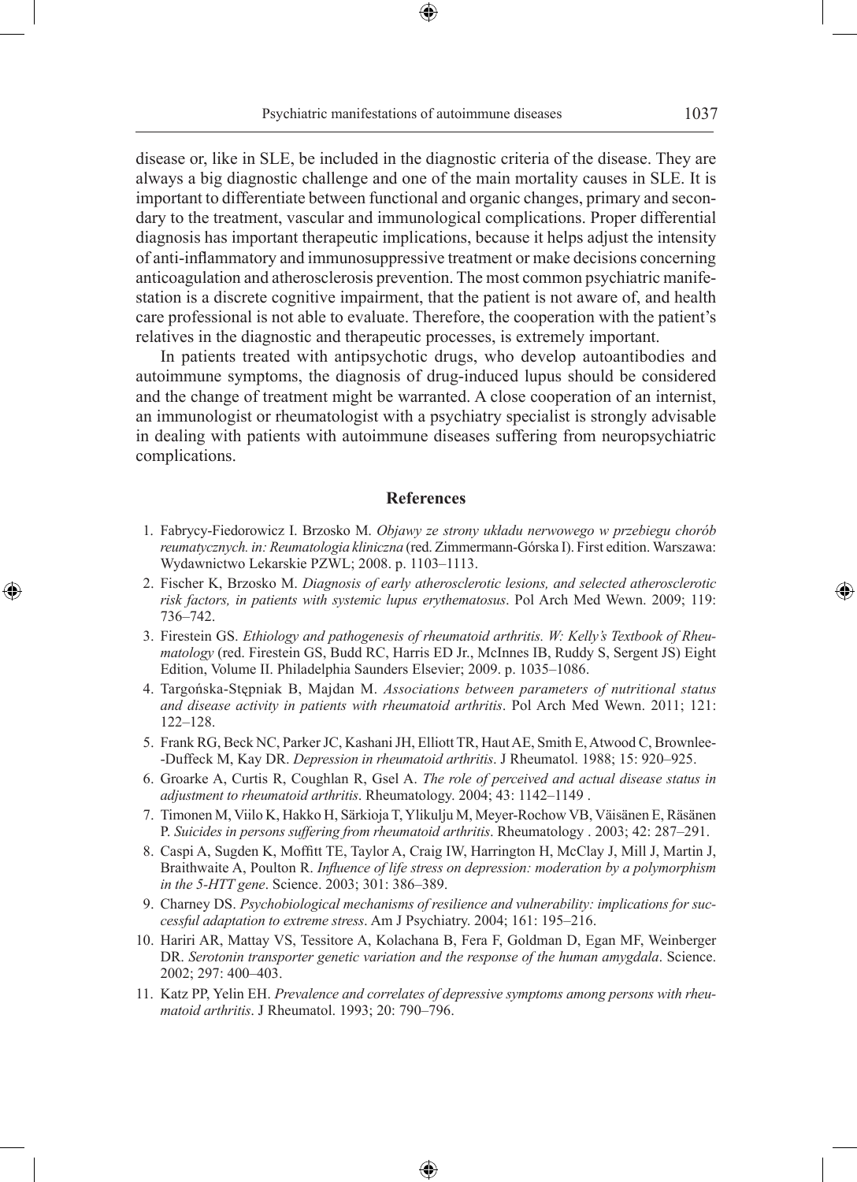disease or, like in SLE, be included in the diagnostic criteria of the disease. They are always a big diagnostic challenge and one of the main mortality causes in SLE. It is important to differentiate between functional and organic changes, primary and secondary to the treatment, vascular and immunological complications. Proper differential diagnosis has important therapeutic implications, because it helps adjust the intensity of anti-inflammatory and immunosuppressive treatment or make decisions concerning anticoagulation and atherosclerosis prevention. The most common psychiatric manifestation is a discrete cognitive impairment, that the patient is not aware of, and health care professional is not able to evaluate. Therefore, the cooperation with the patient's relatives in the diagnostic and therapeutic processes, is extremely important.

In patients treated with antipsychotic drugs, who develop autoantibodies and autoimmune symptoms, the diagnosis of drug-induced lupus should be considered and the change of treatment might be warranted. A close cooperation of an internist, an immunologist or rheumatologist with a psychiatry specialist is strongly advisable in dealing with patients with autoimmune diseases suffering from neuropsychiatric complications.

## References

1. Fabrycy-Fiedorowicz I. Brzosko M. *Objawy ze strony układu nerwowego w przebiegu chorób reumatycznych. in: Reumatologia kliniczna* (red. Zimmermann-Górska I). First edition. Warszawa: Wydawnictwo Lekarskie PZWL; 2008. p. 1103–1113.
2. Fischer K, Brzosko M. *Diagnosis of early atherosclerotic lesions, and selected atherosclerotic risk factors, in patients with systemic lupus erythematosus*. Pol Arch Med Wewn. 2009; 119: 736–742.
3. Firestein GS. *Ethiology and pathogenesis of rheumatoid arthritis. W: Kelly's Textbook of Rheumatology* (red. Firestein GS, Budd RC, Harris ED Jr., McInnes IB, Ruddy S, Sergent JS) Eight Edition, Volume II. Philadelphia Saunders Elsevier; 2009. p. 1035–1086.
4. Targońska-Stępniak B, Majdan M. *Associations between parameters of nutritional status and disease activity in patients with rheumatoid arthritis*. Pol Arch Med Wewn. 2011; 121: 122–128.
5. Frank RG, Beck NC, Parker JC, Kashani JH, Elliott TR, Haut AE, Smith E, Atwood C, Brownlee-Duffeck M, Kay DR. *Depression in rheumatoid arthritis*. J Rheumatol. 1988; 15: 920–925.
6. Groarke A, Curtis R, Coughlan R, Gsel A. *The role of perceived and actual disease status in adjustment to rheumatoid arthritis*. Rheumatology. 2004; 43: 1142–1149 .
7. Timonen M, Viilo K, Hakko H, Särkioja T, Ylikulju M, Meyer-Rochow VB, Väisänen E, Räsänen P. *Suicides in persons suffering from rheumatoid arthritis*. Rheumatology . 2003; 42: 287–291.
8. Caspi A, Sugden K, Moffitt TE, Taylor A, Craig IW, Harrington H, McClay J, Mill J, Martin J, Braithwaite A, Poulton R. *Influence of life stress on depression: moderation by a polymorphism in the 5-HTT gene*. Science. 2003; 301: 386–389.
9. Charney DS. *Psychobiological mechanisms of resilience and vulnerability: implications for successful adaptation to extreme stress*. Am J Psychiatry. 2004; 161: 195–216.
10. Hariri AR, Mattay VS, Tessitore A, Kolachana B, Fera F, Goldman D, Egan MF, Weinberger DR. *Serotonin transporter genetic variation and the response of the human amygdala*. Science. 2002; 297: 400–403.
11. Katz PP, Yelin EH. *Prevalence and correlates of depressive symptoms among persons with rheumatoid arthritis*. J Rheumatol. 1993; 20: 790–796.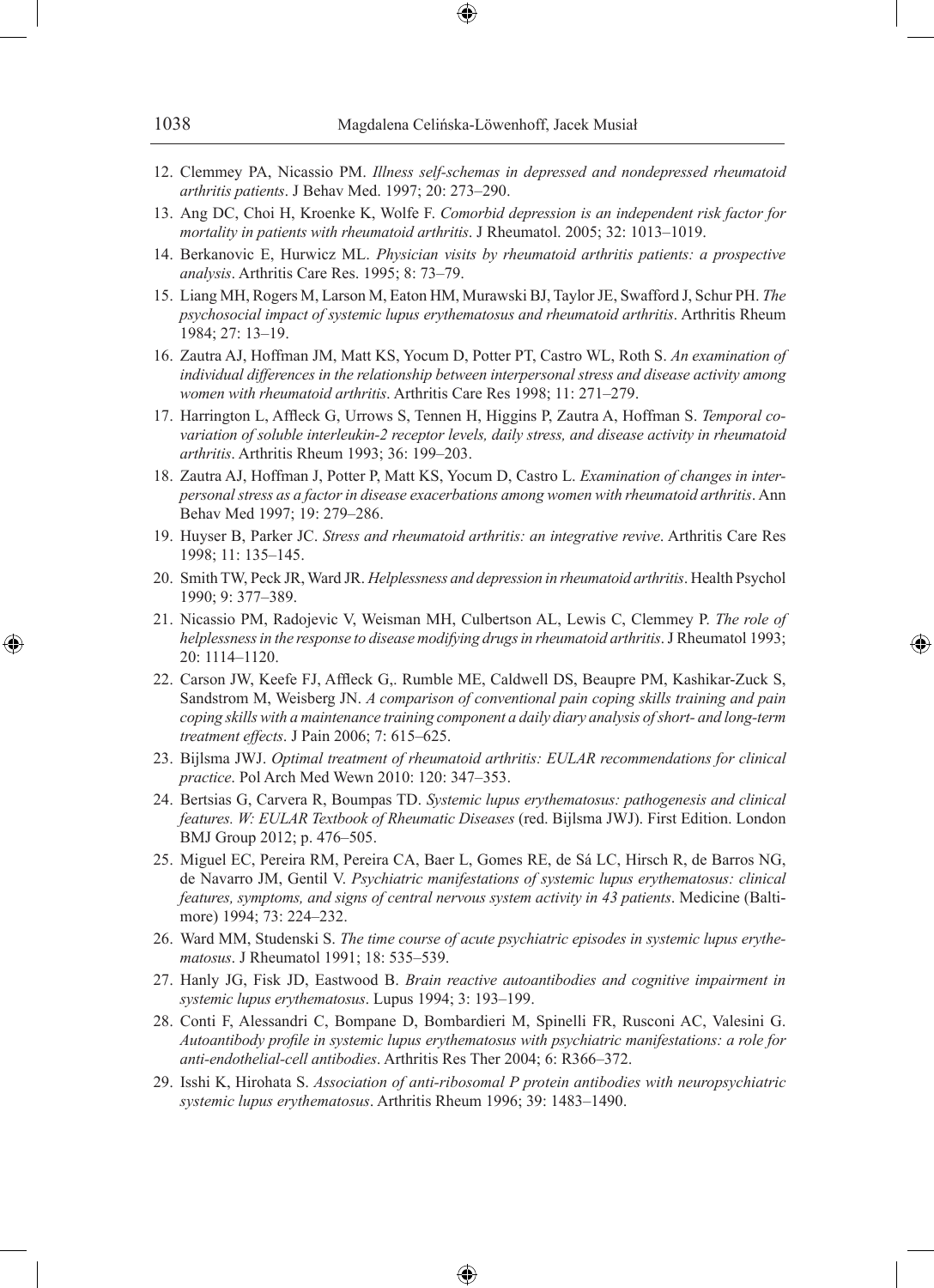12. Clemmey PA, Nicassio PM. *Illness self-schemas in depressed and nondepressed rheumatoid arthritis patients*. J Behav Med. 1997; 20: 273–290.
13. Ang DC, Choi H, Kroenke K, Wolfe F. *Comorbid depression is an independent risk factor for mortality in patients with rheumatoid arthritis*. J Rheumatol. 2005; 32: 1013–1019.
14. Berkanovic E, Hurwicz ML. *Physician visits by rheumatoid arthritis patients: a prospective analysis*. Arthritis Care Res. 1995; 8: 73–79.
15. Liang MH, Rogers M, Larson M, Eaton HM, Murawski BJ, Taylor JE, Swafford J, Schur PH. *The psychosocial impact of systemic lupus erythematosus and rheumatoid arthritis*. Arthritis Rheum 1984; 27: 13–19.
16. Zautra AJ, Hoffman JM, Matt KS, Yocum D, Potter PT, Castro WL, Roth S. *An examination of individual differences in the relationship between interpersonal stress and disease activity among women with rheumatoid arthritis*. Arthritis Care Res 1998; 11: 271–279.
17. Harrington L, Affleck G, Urrows S, Tennen H, Higgins P, Zautra A, Hoffman S. *Temporal covariation of soluble interleukin-2 receptor levels, daily stress, and disease activity in rheumatoid arthritis*. Arthritis Rheum 1993; 36: 199–203.
18. Zautra AJ, Hoffman J, Potter P, Matt KS, Yocum D, Castro L. *Examination of changes in interpersonal stress as a factor in disease exacerbations among women with rheumatoid arthritis*. Ann Behav Med 1997; 19: 279–286.
19. Huyser B, Parker JC. *Stress and rheumatoid arthritis: an integrative revive*. Arthritis Care Res 1998; 11: 135–145.
20. Smith TW, Peck JR, Ward JR. *Helplessness and depression in rheumatoid arthritis*. Health Psychol 1990; 9: 377–389.
21. Nicassio PM, Radojevic V, Weisman MH, Culbertson AL, Lewis C, Clemmey P. *The role of helplessness in the response to disease modifying drugs in rheumatoid arthritis*. J Rheumatol 1993; 20: 1114–1120.
22. Carson JW, Keefe FJ, Affleck G,. Rumble ME, Caldwell DS, Beaupre PM, Kashikar-Zuck S, Sandstrom M, Weisberg JN. *A comparison of conventional pain coping skills training and pain coping skills with a maintenance training component a daily diary analysis of short- and long-term treatment effects*. J Pain 2006; 7: 615–625.
23. Bijlsma JWJ. *Optimal treatment of rheumatoid arthritis: EULAR recommendations for clinical practice*. Pol Arch Med Wewn 2010: 120: 347–353.
24. Bertsias G, Carvera R, Boumpas TD. *Systemic lupus erythematosus: pathogenesis and clinical features. W: EULAR Textbook of Rheumatic Diseases* (red. Bijlsma JWJ). First Edition. London BMJ Group 2012; p. 476–505.
25. Miguel EC, Pereira RM, Pereira CA, Baer L, Gomes RE, de Sá LC, Hirsch R, de Barros NG, de Navarro JM, Gentil V. *Psychiatric manifestations of systemic lupus erythematosus: clinical features, symptoms, and signs of central nervous system activity in 43 patients*. Medicine (Baltimore) 1994; 73: 224–232.
26. Ward MM, Studenski S. *The time course of acute psychiatric episodes in systemic lupus erythematosus*. J Rheumatol 1991; 18: 535–539.
27. Hanly JG, Fisk JD, Eastwood B. *Brain reactive autoantibodies and cognitive impairment in systemic lupus erythematosus*. Lupus 1994; 3: 193–199.
28. Conti F, Alessandri C, Bompane D, Bombardieri M, Spinelli FR, Rusconi AC, Valesini G. *Autoantibody profile in systemic lupus erythematosus with psychiatric manifestations: a role for anti-endothelial-cell antibodies*. Arthritis Res Ther 2004; 6: R366–372.
29. Isshi K, Hirohata S. *Association of anti-ribosomal P protein antibodies with neuropsychiatric systemic lupus erythematosus*. Arthritis Rheum 1996; 39: 1483–1490.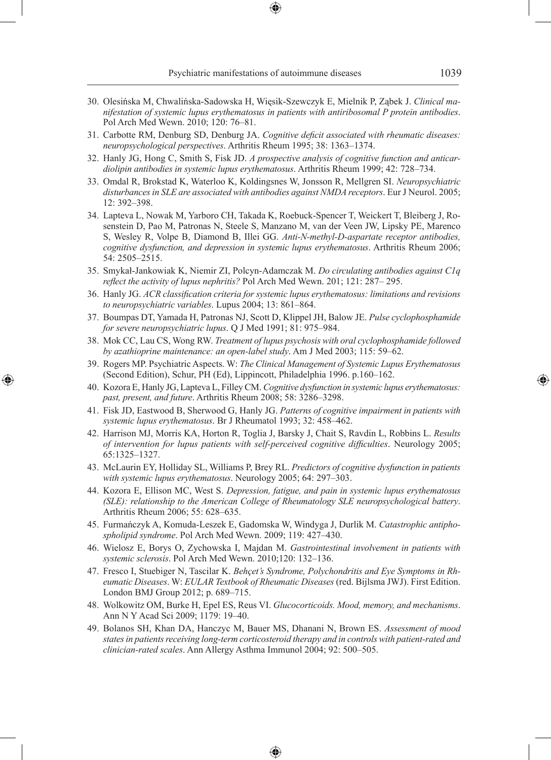30. Olesińska M, Chwalińska-Sadowska H, Więsik-Szewczyk E, Mielnik P, Ząbek J. *Clinical manifestation of systemic lupus erythematosus in patients with antiribosomal P protein antibodies*. Pol Arch Med Wewn. 2010; 120: 76–81.
31. Carbotte RM, Denburg SD, Denburg JA. *Cognitive deficit associated with rheumatic diseases: neuropsychological perspectives*. Arthritis Rheum 1995; 38: 1363–1374.
32. Hanly JG, Hong C, Smith S, Fisk JD. *A prospective analysis of cognitive function and anticardiolipin antibodies in systemic lupus erythematosus*. Arthritis Rheum 1999; 42: 728–734.
33. Omdal R, Brokstad K, Waterloo K, Koldingsnes W, Jonsson R, Mellgren SI. *Neuropsychiatric disturbances in SLE are associated with antibodies against NMDA receptors*. Eur J Neurol. 2005; 12: 392–398.
34. Lapteva L, Nowak M, Yarboro CH, Takada K, Roebuck-Spencer T, Weickert T, Bleiberg J, Rosenstein D, Pao M, Patronas N, Steele S, Manzano M, van der Veen JW, Lipsky PE, Marenco S, Wesley R, Volpe B, Diamond B, Illei GG. *Anti-N-methyl-D-aspartate receptor antibodies, cognitive dysfunction, and depression in systemic lupus erythematosus*. Arthritis Rheum 2006; 54: 2505–2515.
35. Smykał-Jankowiak K, Niemir ZI, Polcyn-Adamczak M. *Do circulating antibodies against C1q reflect the activity of lupus nephritis?* Pol Arch Med Wewn. 201; 121: 287– 295.
36. Hanly JG. *ACR classification criteria for systemic lupus erythematosus: limitations and revisions to neuropsychiatric variables*. Lupus 2004; 13: 861–864.
37. Boumpas DT, Yamada H, Patronas NJ, Scott D, Klippel JH, Balow JE. *Pulse cyclophosphamide for severe neuropsychiatric lupus*. Q J Med 1991; 81: 975–984.
38. Mok CC, Lau CS, Wong RW. *Treatment of lupus psychosis with oral cyclophosphamide followed by azathioprine maintenance: an open-label study*. Am J Med 2003; 115: 59–62.
39. Rogers MP. Psychiatric Aspects. W: *The Clinical Management of Systemic Lupus Erythematosus* (Second Edition), Schur, PH (Ed), Lippincott, Philadelphia 1996. p.160–162.
40. Kozora E, Hanly JG, Lapteva L, Filley CM. *Cognitive dysfunction in systemic lupus erythematosus: past, present, and future*. Arthritis Rheum 2008; 58: 3286–3298.
41. Fisk JD, Eastwood B, Sherwood G, Hanly JG. *Patterns of cognitive impairment in patients with systemic lupus erythematosus*. Br J Rheumatol 1993; 32: 458–462.
42. Harrison MJ, Morris KA, Horton R, Toglia J, Barsky J, Chait S, Ravdin L, Robbins L. *Results of intervention for lupus patients with self-perceived cognitive difficulties*. Neurology 2005; 65:1325–1327.
43. McLaurin EY, Holliday SL, Williams P, Brey RL. *Predictors of cognitive dysfunction in patients with systemic lupus erythematosus*. Neurology 2005; 64: 297–303.
44. Kozora E, Ellison MC, West S. *Depression, fatigue, and pain in systemic lupus erythematosus (SLE): relationship to the American College of Rheumatology SLE neuropsychological battery*. Arthritis Rheum 2006; 55: 628–635.
45. Furmańczyk A, Komuda-Leszek E, Gadomska W, Windyga J, Durlik M. *Catastrophic antiphospholipid syndrome*. Pol Arch Med Wewn. 2009; 119: 427–430.
46. Wielosz E, Borys O, Zychowska I, Majdan M. *Gastrointestinal involvement in patients with systemic sclerosis*. Pol Arch Med Wewn. 2010;120: 132–136.
47. Fresco I, Stuebiger N, Tascilar K. *Behçet's Syndrome, Polychondritis and Eye Symptoms in Rheumatic Diseases*. W: *EULAR Textbook of Rheumatic Diseases* (red. Bijlsma JWJ). First Edition. London BMJ Group 2012; p. 689–715.
48. Wolkowitz OM, Burke H, Epel ES, Reus VI. *Glucocorticoids. Mood, memory, and mechanisms*. Ann N Y Acad Sci 2009; 1179: 19–40.
49. Bolanos SH, Khan DA, Hanczyc M, Bauer MS, Dhanani N, Brown ES. *Assessment of mood states in patients receiving long-term corticosteroid therapy and in controls with patient-rated and clinician-rated scales*. Ann Allergy Asthma Immunol 2004; 92: 500–505.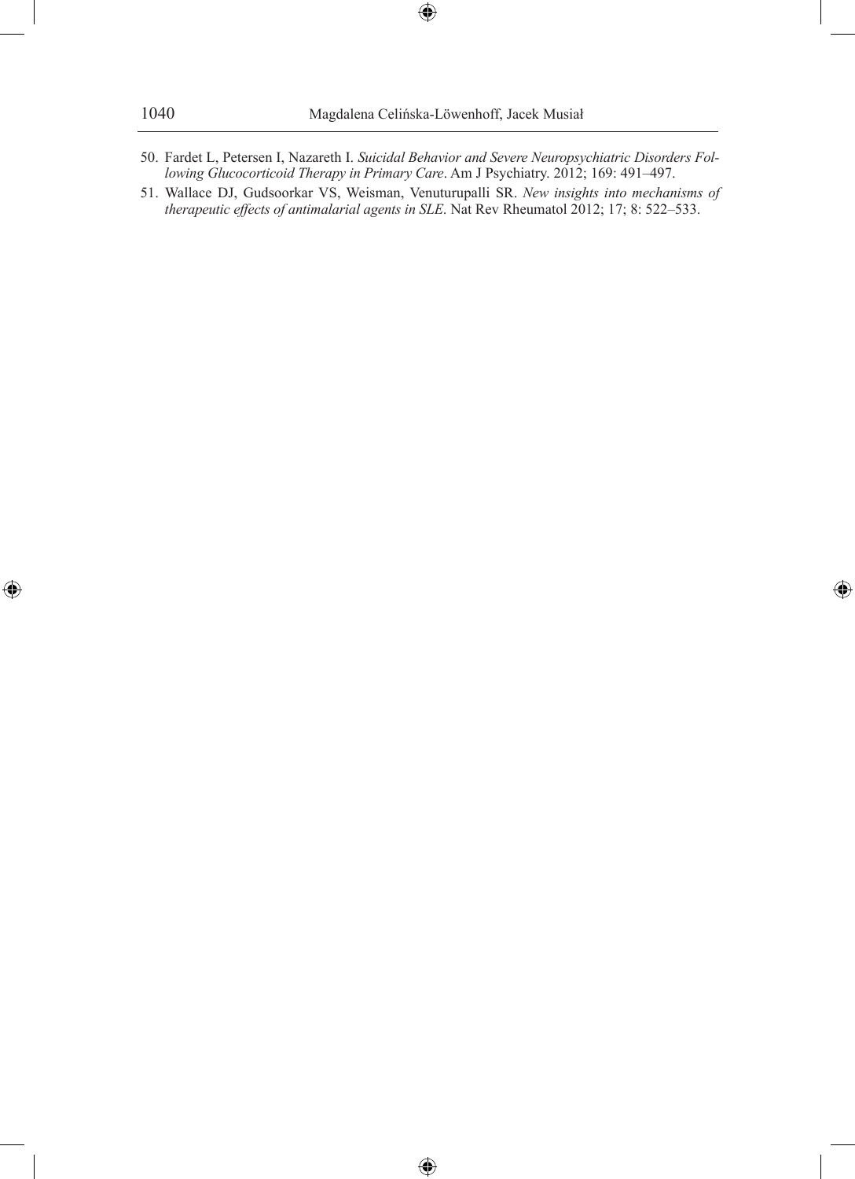50. Fardet L, Petersen I, Nazareth I. *Suicidal Behavior and Severe Neuropsychiatric Disorders Following Glucocorticoid Therapy in Primary Care*. Am J Psychiatry. 2012; 169: 491–497.
51. Wallace DJ, Gudsoorkar VS, Weisman, Venuturupalli SR. *New insights into mechanisms of therapeutic effects of antimalarial agents in SLE*. Nat Rev Rheumatol 2012; 17; 8: 522–533.